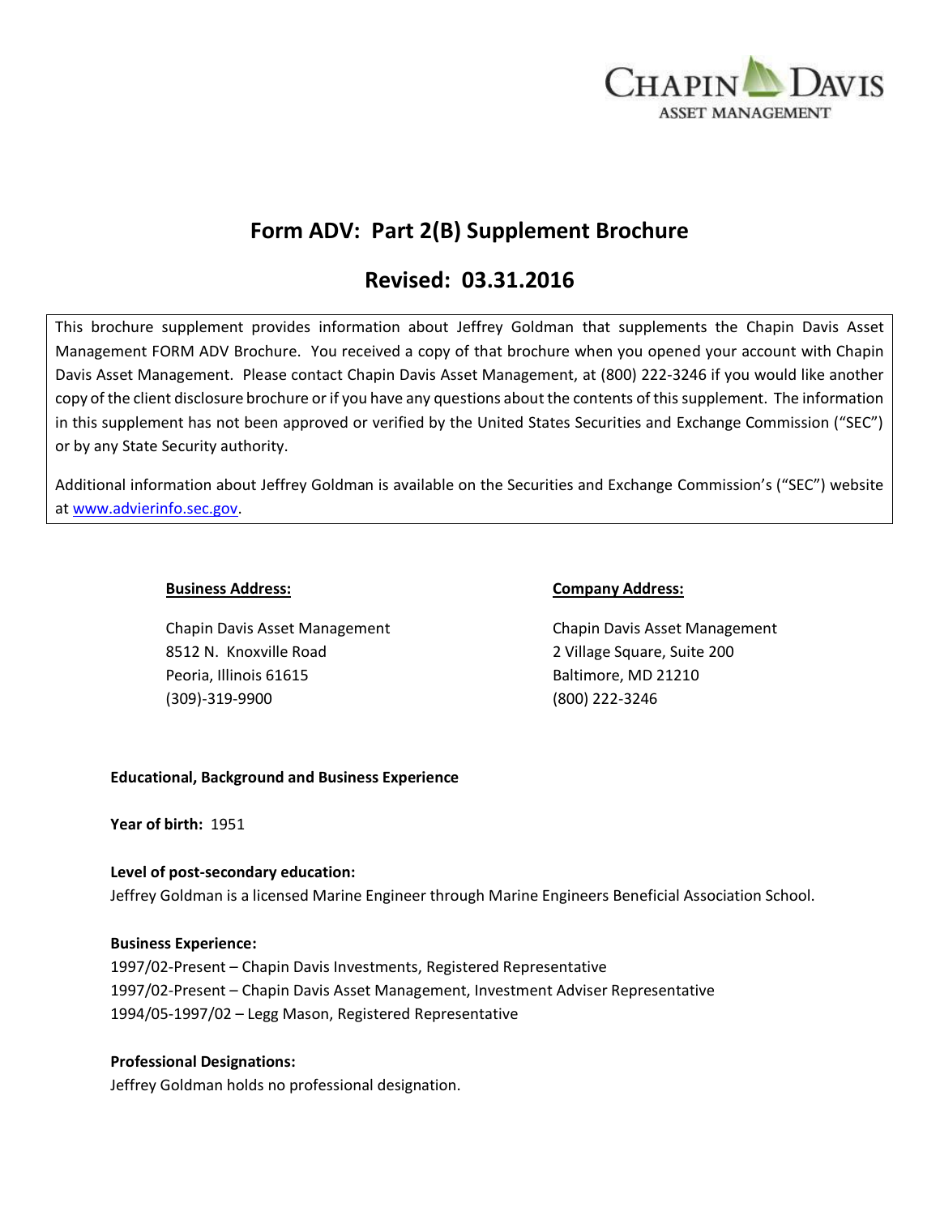CHAPIN DAVIS
ASSET MANAGEMENT

# Form ADV: Part 2(B) Supplement Brochure

## Revised: 03.31.2016

This brochure supplement provides information about Jeffrey Goldman that supplements the Chapin Davis Asset Management FORM ADV Brochure. You received a copy of that brochure when you opened your account with Chapin Davis Asset Management. Please contact Chapin Davis Asset Management, at (800) 222-3246 if you would like another copy of the client disclosure brochure or if you have any questions about the contents of this supplement. The information in this supplement has not been approved or verified by the United States Securities and Exchange Commission ("SEC") or by any State Security authority.

Additional information about Jeffrey Goldman is available on the Securities and Exchange Commission's ("SEC") website at [www.advierinfo.sec.gov](www.advierinfo.sec.gov).

**Business Address:**

Chapin Davis Asset Management
8512 N. Knoxville Road
Peoria, Illinois 61615
(309)-319-9900

**Company Address:**

Chapin Davis Asset Management
2 Village Square, Suite 200
Baltimore, MD 21210
(800) 222-3246

**Educational, Background and Business Experience**

**Year of birth:** 1951

**Level of post-secondary education:**
Jeffrey Goldman is a licensed Marine Engineer through Marine Engineers Beneficial Association School.

**Business Experience:**
1997/02-Present – Chapin Davis Investments, Registered Representative
1997/02-Present – Chapin Davis Asset Management, Investment Adviser Representative
1994/05-1997/02 – Legg Mason, Registered Representative

**Professional Designations:**
Jeffrey Goldman holds no professional designation.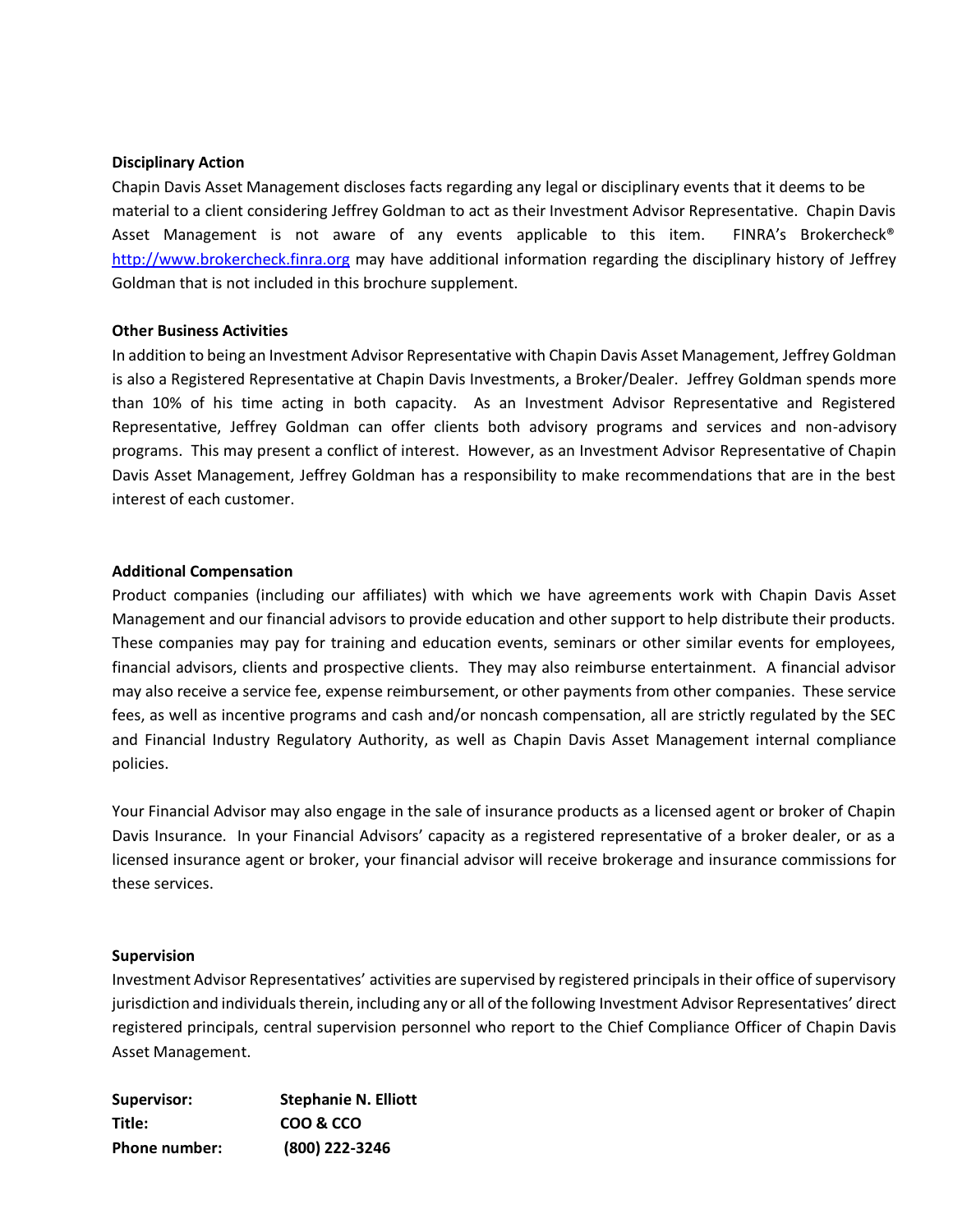### Disciplinary Action

Chapin Davis Asset Management discloses facts regarding any legal or disciplinary events that it deems to be material to a client considering Jeffrey Goldman to act as their Investment Advisor Representative. Chapin Davis Asset Management is not aware of any events applicable to this item. FINRA's Brokercheck® http://www.brokercheck.finra.org may have additional information regarding the disciplinary history of Jeffrey Goldman that is not included in this brochure supplement.

### Other Business Activities

In addition to being an Investment Advisor Representative with Chapin Davis Asset Management, Jeffrey Goldman is also a Registered Representative at Chapin Davis Investments, a Broker/Dealer. Jeffrey Goldman spends more than 10% of his time acting in both capacity. As an Investment Advisor Representative and Registered Representative, Jeffrey Goldman can offer clients both advisory programs and services and non-advisory programs. This may present a conflict of interest. However, as an Investment Advisor Representative of Chapin Davis Asset Management, Jeffrey Goldman has a responsibility to make recommendations that are in the best interest of each customer.

### Additional Compensation

Product companies (including our affiliates) with which we have agreements work with Chapin Davis Asset Management and our financial advisors to provide education and other support to help distribute their products. These companies may pay for training and education events, seminars or other similar events for employees, financial advisors, clients and prospective clients. They may also reimburse entertainment. A financial advisor may also receive a service fee, expense reimbursement, or other payments from other companies. These service fees, as well as incentive programs and cash and/or noncash compensation, all are strictly regulated by the SEC and Financial Industry Regulatory Authority, as well as Chapin Davis Asset Management internal compliance policies.

Your Financial Advisor may also engage in the sale of insurance products as a licensed agent or broker of Chapin Davis Insurance. In your Financial Advisors' capacity as a registered representative of a broker dealer, or as a licensed insurance agent or broker, your financial advisor will receive brokerage and insurance commissions for these services.

### Supervision

Investment Advisor Representatives' activities are supervised by registered principals in their office of supervisory jurisdiction and individuals therein, including any or all of the following Investment Advisor Representatives' direct registered principals, central supervision personnel who report to the Chief Compliance Officer of Chapin Davis Asset Management.

**Supervisor:** **Stephanie N. Elliott**
**Title:** **COO & CCO**
**Phone number:** **(800) 222-3246**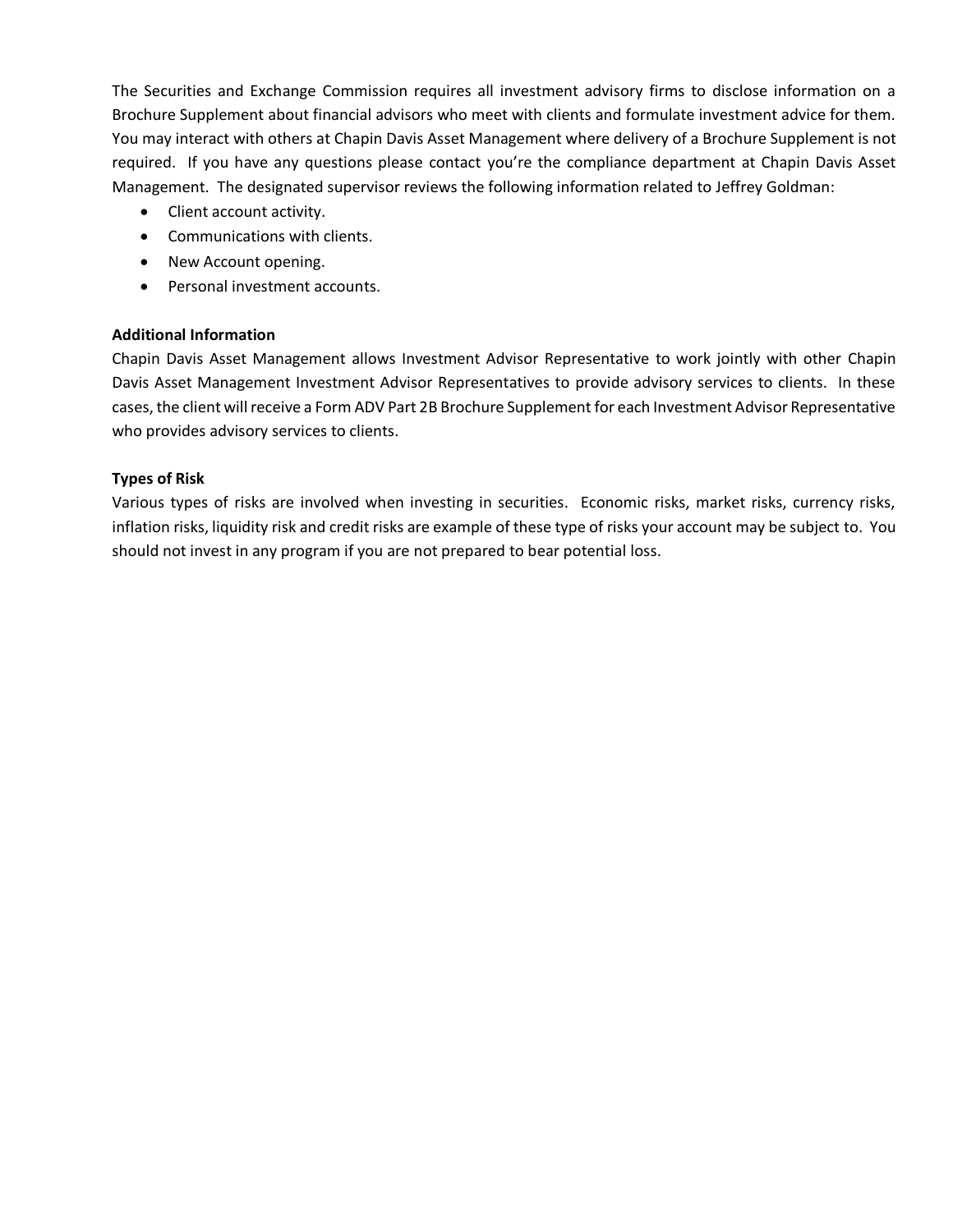The Securities and Exchange Commission requires all investment advisory firms to disclose information on a Brochure Supplement about financial advisors who meet with clients and formulate investment advice for them. You may interact with others at Chapin Davis Asset Management where delivery of a Brochure Supplement is not required. If you have any questions please contact you're the compliance department at Chapin Davis Asset Management. The designated supervisor reviews the following information related to Jeffrey Goldman:

- Client account activity.
- Communications with clients.
- New Account opening.
- Personal investment accounts.

**Additional Information**

Chapin Davis Asset Management allows Investment Advisor Representative to work jointly with other Chapin Davis Asset Management Investment Advisor Representatives to provide advisory services to clients. In these cases, the client will receive a Form ADV Part 2B Brochure Supplement for each Investment Advisor Representative who provides advisory services to clients.

**Types of Risk**

Various types of risks are involved when investing in securities. Economic risks, market risks, currency risks, inflation risks, liquidity risk and credit risks are example of these type of risks your account may be subject to. You should not invest in any program if you are not prepared to bear potential loss.